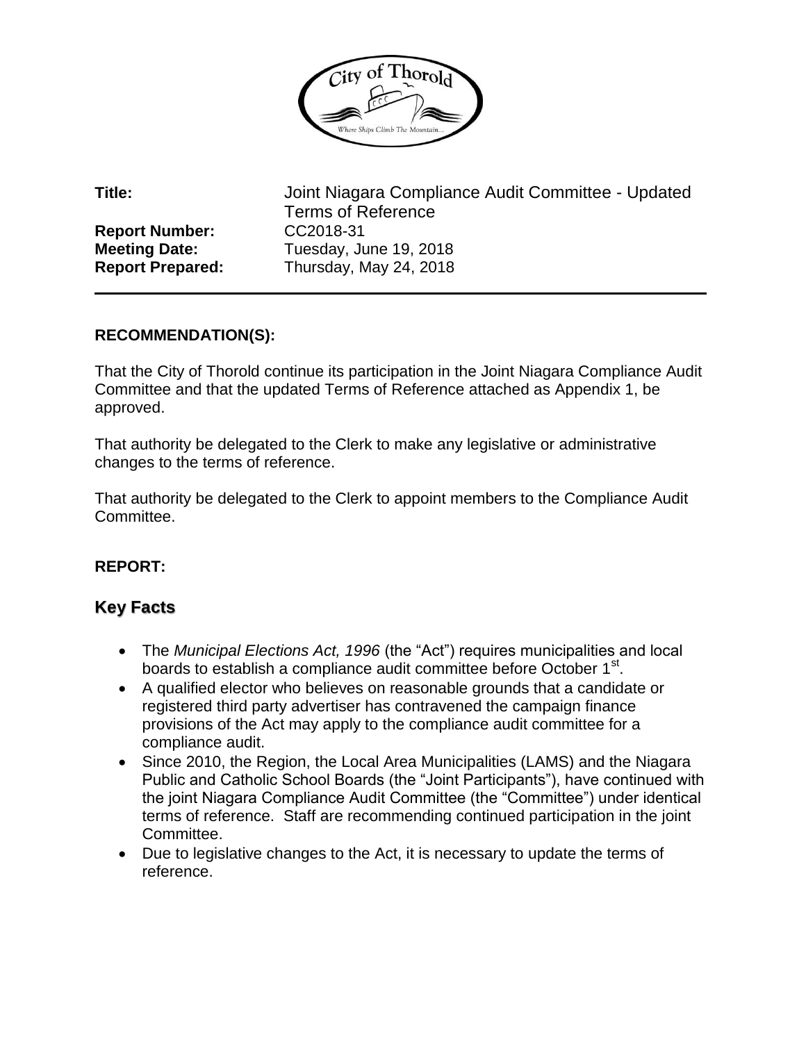**Title:** Joint Niagara Compliance Audit Committee - Updated Terms of Reference
**Report Number:** CC2018-31
**Meeting Date:** Tuesday, June 19, 2018
**Report Prepared:** Thursday, May 24, 2018

## RECOMMENDATION(S):

That the City of Thorold continue its participation in the Joint Niagara Compliance Audit Committee and that the updated Terms of Reference attached as Appendix 1, be approved.

That authority be delegated to the Clerk to make any legislative or administrative changes to the terms of reference.

That authority be delegated to the Clerk to appoint members to the Compliance Audit Committee.

## REPORT:

### Key Facts

- The *Municipal Elections Act, 1996* (the "Act") requires municipalities and local boards to establish a compliance audit committee before October 1st.
- A qualified elector who believes on reasonable grounds that a candidate or registered third party advertiser has contravened the campaign finance provisions of the Act may apply to the compliance audit committee for a compliance audit.
- Since 2010, the Region, the Local Area Municipalities (LAMS) and the Niagara Public and Catholic School Boards (the "Joint Participants"), have continued with the joint Niagara Compliance Audit Committee (the "Committee") under identical terms of reference. Staff are recommending continued participation in the joint Committee.
- Due to legislative changes to the Act, it is necessary to update the terms of reference.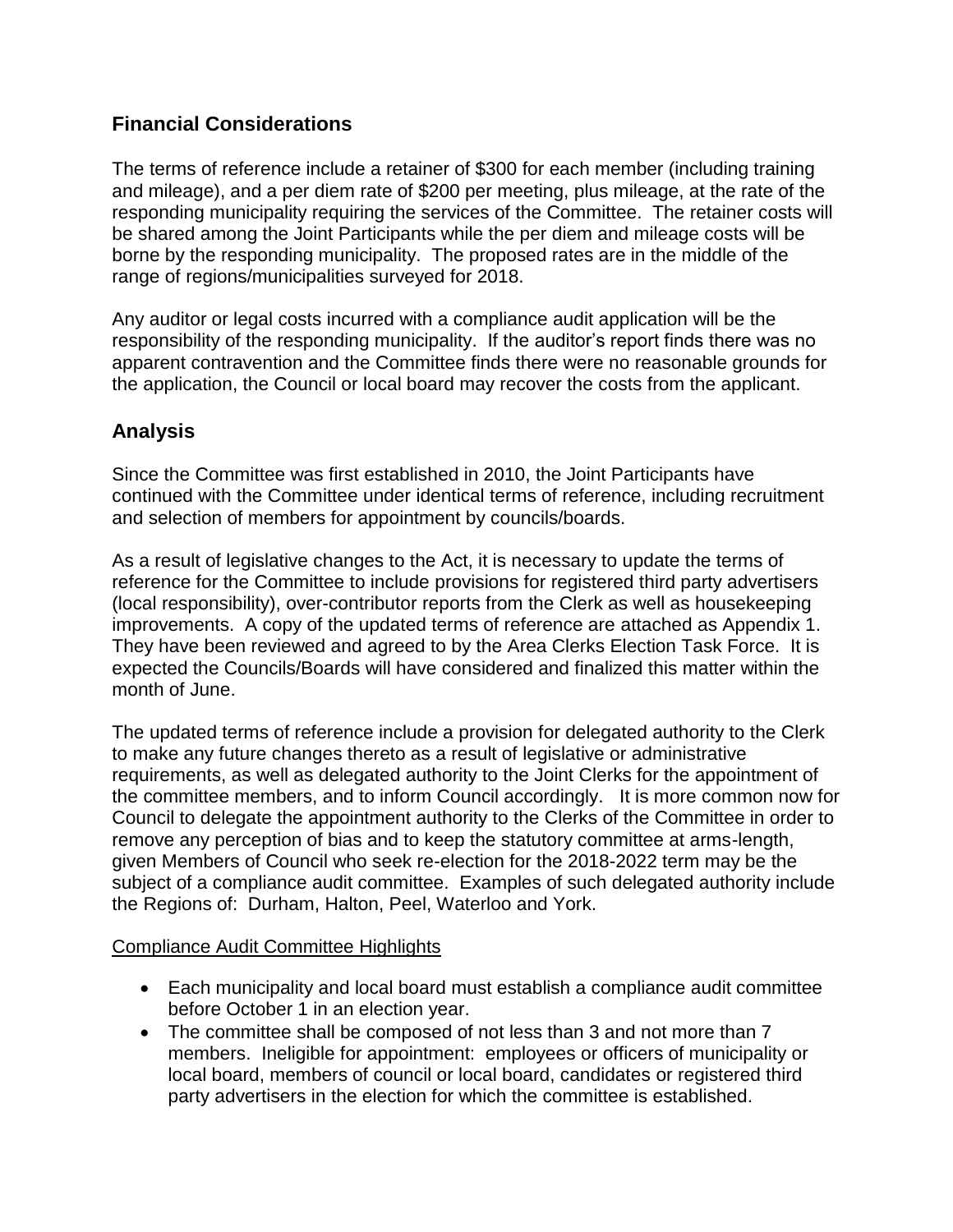## Financial Considerations

The terms of reference include a retainer of $300 for each member (including training and mileage), and a per diem rate of $200 per meeting, plus mileage, at the rate of the responding municipality requiring the services of the Committee. The retainer costs will be shared among the Joint Participants while the per diem and mileage costs will be borne by the responding municipality. The proposed rates are in the middle of the range of regions/municipalities surveyed for 2018.

Any auditor or legal costs incurred with a compliance audit application will be the responsibility of the responding municipality. If the auditor's report finds there was no apparent contravention and the Committee finds there were no reasonable grounds for the application, the Council or local board may recover the costs from the applicant.

## Analysis

Since the Committee was first established in 2010, the Joint Participants have continued with the Committee under identical terms of reference, including recruitment and selection of members for appointment by councils/boards.

As a result of legislative changes to the Act, it is necessary to update the terms of reference for the Committee to include provisions for registered third party advertisers (local responsibility), over-contributor reports from the Clerk as well as housekeeping improvements. A copy of the updated terms of reference are attached as Appendix 1. They have been reviewed and agreed to by the Area Clerks Election Task Force. It is expected the Councils/Boards will have considered and finalized this matter within the month of June.

The updated terms of reference include a provision for delegated authority to the Clerk to make any future changes thereto as a result of legislative or administrative requirements, as well as delegated authority to the Joint Clerks for the appointment of the committee members, and to inform Council accordingly. It is more common now for Council to delegate the appointment authority to the Clerks of the Committee in order to remove any perception of bias and to keep the statutory committee at arms-length, given Members of Council who seek re-election for the 2018-2022 term may be the subject of a compliance audit committee. Examples of such delegated authority include the Regions of: Durham, Halton, Peel, Waterloo and York.

Compliance Audit Committee Highlights

- Each municipality and local board must establish a compliance audit committee before October 1 in an election year.
- The committee shall be composed of not less than 3 and not more than 7 members. Ineligible for appointment: employees or officers of municipality or local board, members of council or local board, candidates or registered third party advertisers in the election for which the committee is established.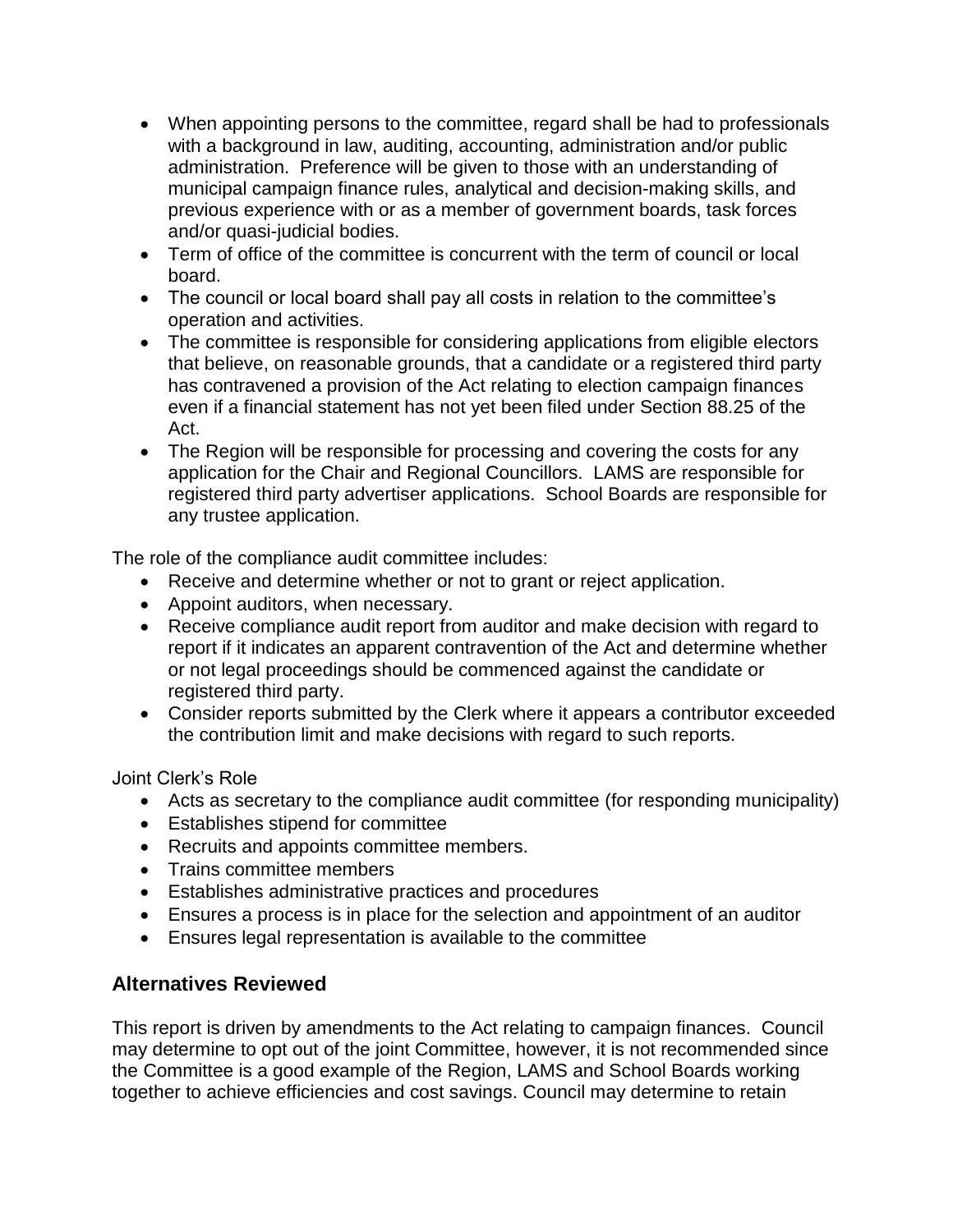- When appointing persons to the committee, regard shall be had to professionals with a background in law, auditing, accounting, administration and/or public administration. Preference will be given to those with an understanding of municipal campaign finance rules, analytical and decision-making skills, and previous experience with or as a member of government boards, task forces and/or quasi-judicial bodies.
- Term of office of the committee is concurrent with the term of council or local board.
- The council or local board shall pay all costs in relation to the committee's operation and activities.
- The committee is responsible for considering applications from eligible electors that believe, on reasonable grounds, that a candidate or a registered third party has contravened a provision of the Act relating to election campaign finances even if a financial statement has not yet been filed under Section 88.25 of the Act.
- The Region will be responsible for processing and covering the costs for any application for the Chair and Regional Councillors. LAMS are responsible for registered third party advertiser applications. School Boards are responsible for any trustee application.

The role of the compliance audit committee includes:

- Receive and determine whether or not to grant or reject application.
- Appoint auditors, when necessary.
- Receive compliance audit report from auditor and make decision with regard to report if it indicates an apparent contravention of the Act and determine whether or not legal proceedings should be commenced against the candidate or registered third party.
- Consider reports submitted by the Clerk where it appears a contributor exceeded the contribution limit and make decisions with regard to such reports.

Joint Clerk's Role

- Acts as secretary to the compliance audit committee (for responding municipality)
- Establishes stipend for committee
- Recruits and appoints committee members.
- Trains committee members
- Establishes administrative practices and procedures
- Ensures a process is in place for the selection and appointment of an auditor
- Ensures legal representation is available to the committee

## Alternatives Reviewed

This report is driven by amendments to the Act relating to campaign finances. Council may determine to opt out of the joint Committee, however, it is not recommended since the Committee is a good example of the Region, LAMS and School Boards working together to achieve efficiencies and cost savings. Council may determine to retain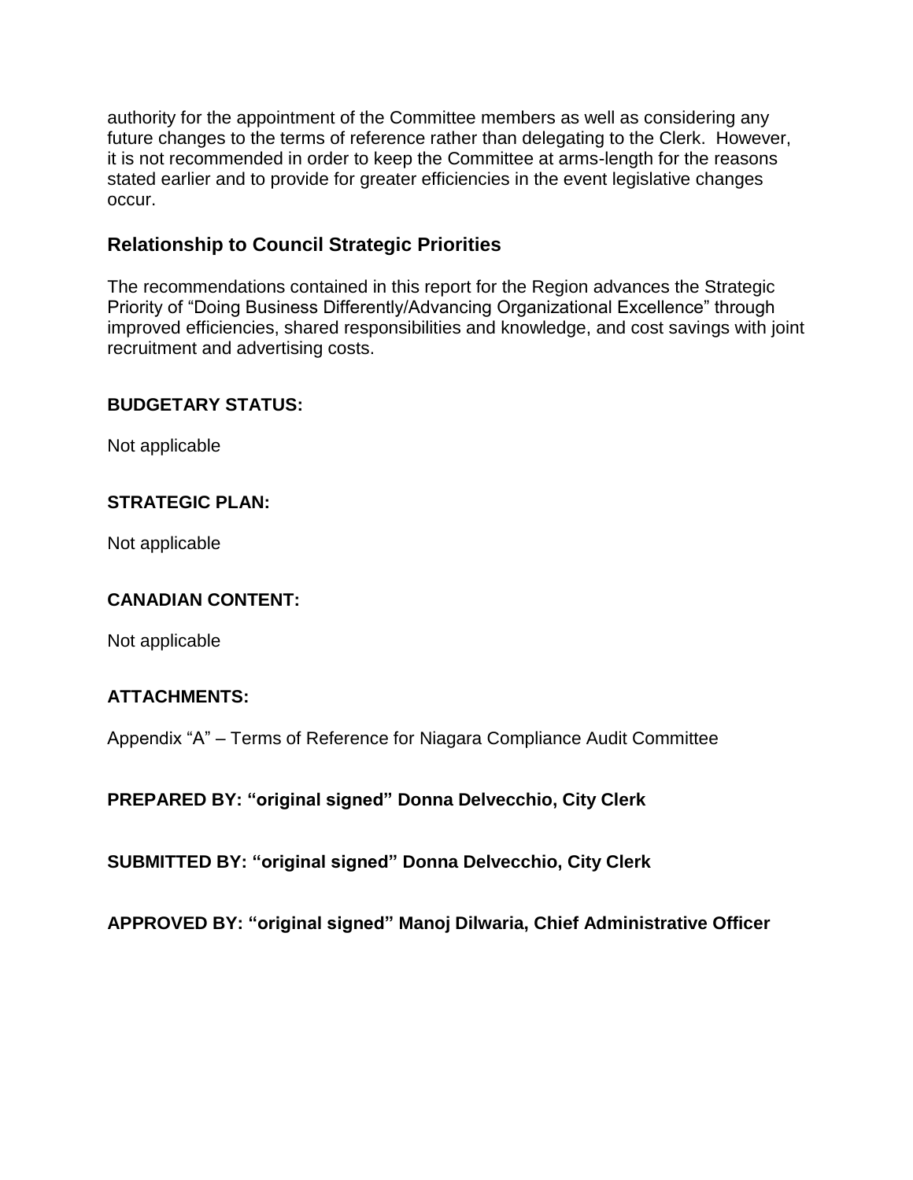authority for the appointment of the Committee members as well as considering any future changes to the terms of reference rather than delegating to the Clerk. However, it is not recommended in order to keep the Committee at arms-length for the reasons stated earlier and to provide for greater efficiencies in the event legislative changes occur.

## Relationship to Council Strategic Priorities

The recommendations contained in this report for the Region advances the Strategic Priority of "Doing Business Differently/Advancing Organizational Excellence" through improved efficiencies, shared responsibilities and knowledge, and cost savings with joint recruitment and advertising costs.

**BUDGETARY STATUS:**

Not applicable

**STRATEGIC PLAN:**

Not applicable

**CANADIAN CONTENT:**

Not applicable

**ATTACHMENTS:**

Appendix "A" – Terms of Reference for Niagara Compliance Audit Committee

**PREPARED BY: "original signed" Donna Delvecchio, City Clerk**

**SUBMITTED BY: "original signed" Donna Delvecchio, City Clerk**

**APPROVED BY: "original signed" Manoj Dilwaria, Chief Administrative Officer**